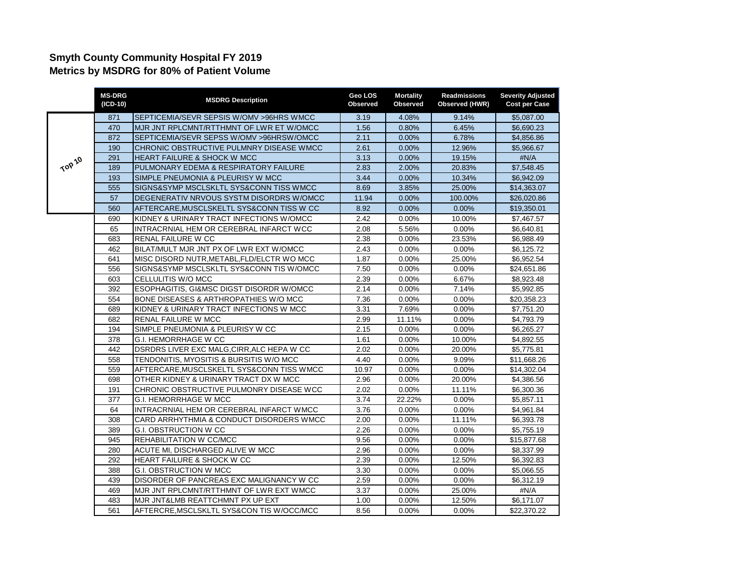## Smyth County Community Hospital FY 2019
## Metrics by MSDRG for 80% of Patient Volume

| | MS-DRG (ICD-10) | MSDRG Description | Geo LOS Observed | Mortality Observed | Readmissions Observed (HWR) | Severity Adjusted Cost per Case |
|---|---|---|---|---|---|---|
| Top 10 | 871 | SEPTICEMIA/SEVR SEPSIS W/OMV >96HRS WMCC | 3.19 | 4.08% | 9.14% | $5,087.00 |
| | 470 | MJR JNT RPLCMNT/RTTHMNT OF LWR ET W/OMCC | 1.56 | 0.80% | 6.45% | $6,690.23 |
| | 872 | SEPTICEMIA/SEVR SEPSS W/OMV >96HRSW/OMCC | 2.11 | 0.00% | 6.78% | $4,856.86 |
| | 190 | CHRONIC OBSTRUCTIVE PULMNRY DISEASE WMCC | 2.61 | 0.00% | 12.96% | $5,966.67 |
| | 291 | HEART FAILURE & SHOCK W MCC | 3.13 | 0.00% | 19.15% | #N/A |
| | 189 | PULMONARY EDEMA & RESPIRATORY FAILURE | 2.83 | 2.00% | 20.83% | $7,548.45 |
| | 193 | SIMPLE PNEUMONIA & PLEURISY W MCC | 3.44 | 0.00% | 10.34% | $6,942.09 |
| | 555 | SIGNS&SYMP MSCLSKLTL SYS&CONN TISS WMCC | 8.69 | 3.85% | 25.00% | $14,363.07 |
| | 57 | DEGENERATIV NRVOUS SYSTM DISORDRS W/OMCC | 11.94 | 0.00% | 100.00% | $26,020.86 |
| | 560 | AFTERCARE,MUSCLSKELTL SYS&CONN TISS W CC | 8.92 | 0.00% | 0.00% | $19,350.01 |
| | 690 | KIDNEY & URINARY TRACT INFECTIONS W/OMCC | 2.42 | 0.00% | 10.00% | $7,467.57 |
| | 65 | INTRACRNIAL HEM OR CEREBRAL INFARCT WCC | 2.08 | 5.56% | 0.00% | $6,640.81 |
| | 683 | RENAL FAILURE W CC | 2.38 | 0.00% | 23.53% | $6,988.49 |
| | 462 | BILAT/MULT MJR JNT PX OF LWR EXT W/OMCC | 2.43 | 0.00% | 0.00% | $6,125.72 |
| | 641 | MISC DISORD NUTR,METABL,FLD/ELCTR WO MCC | 1.87 | 0.00% | 25.00% | $6,952.54 |
| | 556 | SIGNS&SYMP MSCLSKLTL SYS&CONN TIS W/OMCC | 7.50 | 0.00% | 0.00% | $24,651.86 |
| | 603 | CELLULITIS W/O MCC | 2.39 | 0.00% | 6.67% | $8,923.48 |
| | 392 | ESOPHAGITIS, GI&MSC DIGST DISORDR W/OMCC | 2.14 | 0.00% | 7.14% | $5,992.85 |
| | 554 | BONE DISEASES & ARTHROPATHIES W/O MCC | 7.36 | 0.00% | 0.00% | $20,358.23 |
| | 689 | KIDNEY & URINARY TRACT INFECTIONS W MCC | 3.31 | 7.69% | 0.00% | $7,751.20 |
| | 682 | RENAL FAILURE W MCC | 2.99 | 11.11% | 0.00% | $4,793.79 |
| | 194 | SIMPLE PNEUMONIA & PLEURISY W CC | 2.15 | 0.00% | 0.00% | $6,265.27 |
| | 378 | G.I. HEMORRHAGE W CC | 1.61 | 0.00% | 10.00% | $4,892.55 |
| | 442 | DSRDRS LIVER EXC MALG,CIRR,ALC HEPA W CC | 2.02 | 0.00% | 20.00% | $5,775.81 |
| | 558 | TENDONITIS, MYOSITIS & BURSITIS W/O MCC | 4.40 | 0.00% | 9.09% | $11,668.26 |
| | 559 | AFTERCARE,MUSCLSKELTL SYS&CONN TISS WMCC | 10.97 | 0.00% | 0.00% | $14,302.04 |
| | 698 | OTHER KIDNEY & URINARY TRACT DX W MCC | 2.96 | 0.00% | 20.00% | $4,386.56 |
| | 191 | CHRONIC OBSTRUCTIVE PULMONRY DISEASE WCC | 2.02 | 0.00% | 11.11% | $6,300.36 |
| | 377 | G.I. HEMORRHAGE W MCC | 3.74 | 22.22% | 0.00% | $5,857.11 |
| | 64 | INTRACRNIAL HEM OR CEREBRAL INFARCT WMCC | 3.76 | 0.00% | 0.00% | $4,961.84 |
| | 308 | CARD ARRHYTHMIA & CONDUCT DISORDERS WMCC | 2.00 | 0.00% | 11.11% | $6,393.78 |
| | 389 | G.I. OBSTRUCTION W CC | 2.26 | 0.00% | 0.00% | $5,755.19 |
| | 945 | REHABILITATION W CC/MCC | 9.56 | 0.00% | 0.00% | $15,877.68 |
| | 280 | ACUTE MI, DISCHARGED ALIVE W MCC | 2.96 | 0.00% | 0.00% | $8,337.99 |
| | 292 | HEART FAILURE & SHOCK W CC | 2.39 | 0.00% | 12.50% | $6,392.83 |
| | 388 | G.I. OBSTRUCTION W MCC | 3.30 | 0.00% | 0.00% | $5,066.55 |
| | 439 | DISORDER OF PANCREAS EXC MALIGNANCY W CC | 2.59 | 0.00% | 0.00% | $6,312.19 |
| | 469 | MJR JNT RPLCMNT/RTTHMNT OF LWR EXT WMCC | 3.37 | 0.00% | 25.00% | #N/A |
| | 483 | MJR JNT&LMB REATTCHMNT PX UP EXT | 1.00 | 0.00% | 12.50% | $6,171.07 |
| | 561 | AFTERCRE,MSCLSKLTL SYS&CON TIS W/OCC/MCC | 8.56 | 0.00% | 0.00% | $22,370.22 |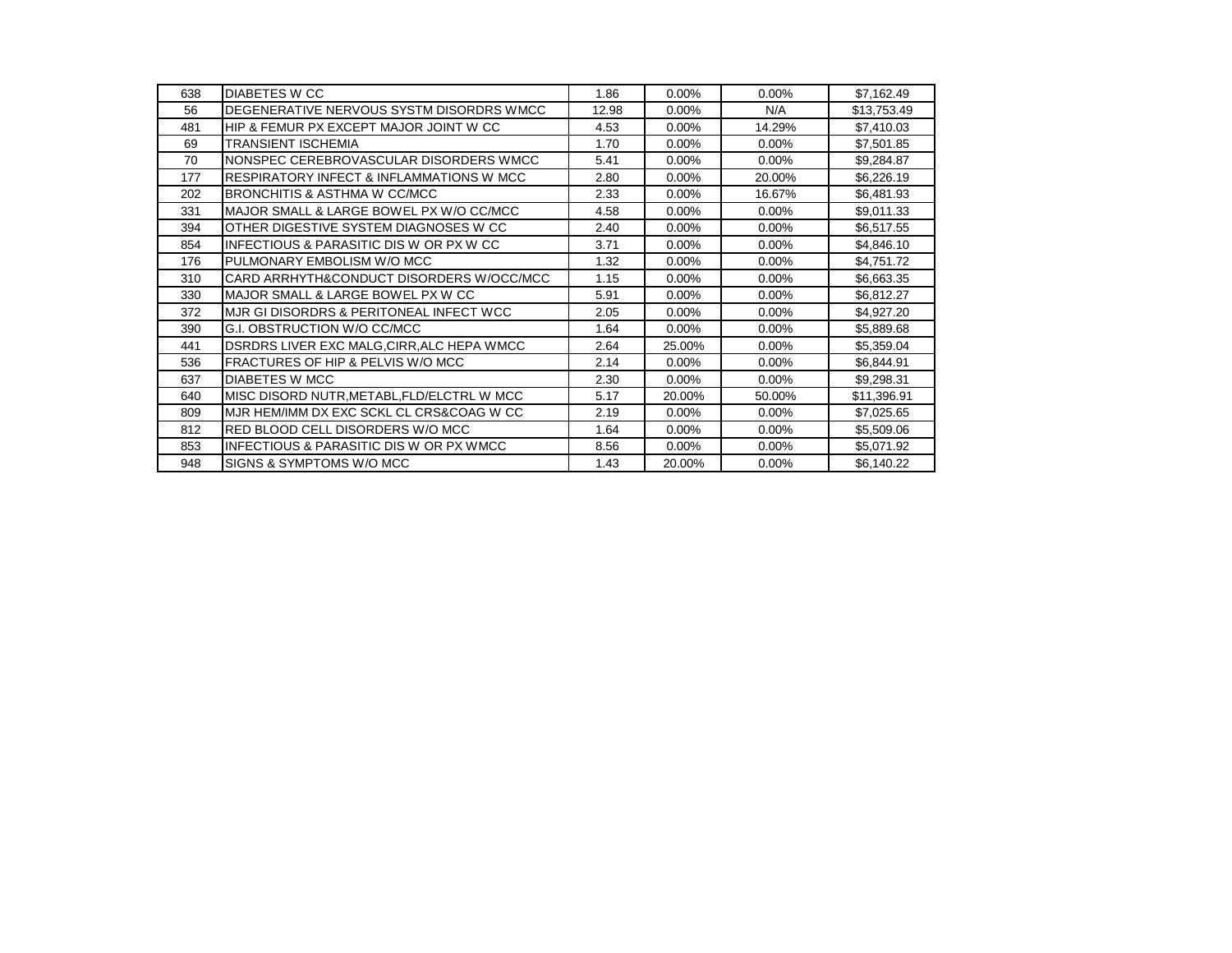| | | | | | |
|---|---|---|---|---|---|
| 638 | DIABETES W CC | 1.86 | 0.00% | 0.00% | $7,162.49 |
| 56 | DEGENERATIVE NERVOUS SYSTM DISORDRS WMCC | 12.98 | 0.00% | N/A | $13,753.49 |
| 481 | HIP & FEMUR PX EXCEPT MAJOR JOINT W CC | 4.53 | 0.00% | 14.29% | $7,410.03 |
| 69 | TRANSIENT ISCHEMIA | 1.70 | 0.00% | 0.00% | $7,501.85 |
| 70 | NONSPEC CEREBROVASCULAR DISORDERS WMCC | 5.41 | 0.00% | 0.00% | $9,284.87 |
| 177 | RESPIRATORY INFECT & INFLAMMATIONS W MCC | 2.80 | 0.00% | 20.00% | $6,226.19 |
| 202 | BRONCHITIS & ASTHMA W CC/MCC | 2.33 | 0.00% | 16.67% | $6,481.93 |
| 331 | MAJOR SMALL & LARGE BOWEL PX W/O CC/MCC | 4.58 | 0.00% | 0.00% | $9,011.33 |
| 394 | OTHER DIGESTIVE SYSTEM DIAGNOSES W CC | 2.40 | 0.00% | 0.00% | $6,517.55 |
| 854 | INFECTIOUS & PARASITIC DIS W OR PX W CC | 3.71 | 0.00% | 0.00% | $4,846.10 |
| 176 | PULMONARY EMBOLISM W/O MCC | 1.32 | 0.00% | 0.00% | $4,751.72 |
| 310 | CARD ARRHYTH&CONDUCT DISORDERS W/OCC/MCC | 1.15 | 0.00% | 0.00% | $6,663.35 |
| 330 | MAJOR SMALL & LARGE BOWEL PX W CC | 5.91 | 0.00% | 0.00% | $6,812.27 |
| 372 | MJR GI DISORDRS & PERITONEAL INFECT WCC | 2.05 | 0.00% | 0.00% | $4,927.20 |
| 390 | G.I. OBSTRUCTION W/O CC/MCC | 1.64 | 0.00% | 0.00% | $5,889.68 |
| 441 | DSRDRS LIVER EXC MALG,CIRR,ALC HEPA WMCC | 2.64 | 25.00% | 0.00% | $5,359.04 |
| 536 | FRACTURES OF HIP & PELVIS W/O MCC | 2.14 | 0.00% | 0.00% | $6,844.91 |
| 637 | DIABETES W MCC | 2.30 | 0.00% | 0.00% | $9,298.31 |
| 640 | MISC DISORD NUTR,METABL,FLD/ELCTRL W MCC | 5.17 | 20.00% | 50.00% | $11,396.91 |
| 809 | MJR HEM/IMM DX EXC SCKL CL CRS&COAG W CC | 2.19 | 0.00% | 0.00% | $7,025.65 |
| 812 | RED BLOOD CELL DISORDERS W/O MCC | 1.64 | 0.00% | 0.00% | $5,509.06 |
| 853 | INFECTIOUS & PARASITIC DIS W OR PX WMCC | 8.56 | 0.00% | 0.00% | $5,071.92 |
| 948 | SIGNS & SYMPTOMS W/O MCC | 1.43 | 20.00% | 0.00% | $6,140.22 |